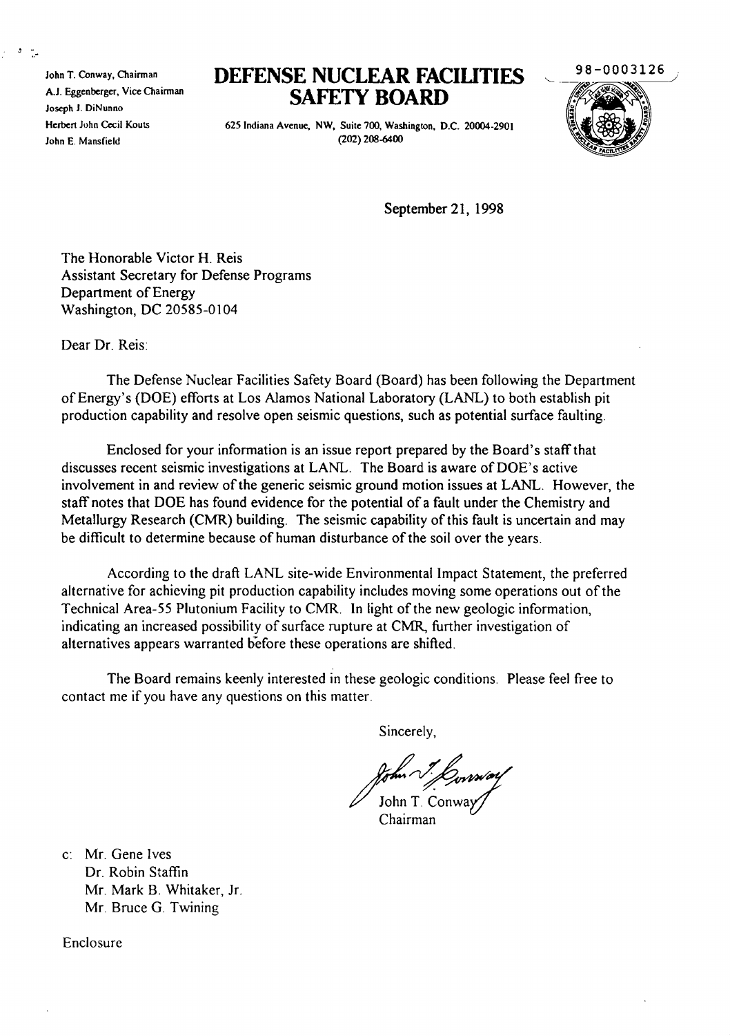John T. Conway, Chairman
A.J. Eggenberger, Vice Chairman
Joseph J. DiNunno
Herbert John Cecil Kouts
John E. Mansfield

# DEFENSE NUCLEAR FACILITIES SAFETY BOARD

625 Indiana Avenue, NW, Suite 700, Washington, D.C. 20004-2901
(202) 208-6400

98-0003126

September 21, 1998

The Honorable Victor H. Reis
Assistant Secretary for Defense Programs
Department of Energy
Washington, DC 20585-0104

Dear Dr. Reis:

The Defense Nuclear Facilities Safety Board (Board) has been following the Department of Energy's (DOE) efforts at Los Alamos National Laboratory (LANL) to both establish pit production capability and resolve open seismic questions, such as potential surface faulting.

Enclosed for your information is an issue report prepared by the Board's staff that discusses recent seismic investigations at LANL. The Board is aware of DOE's active involvement in and review of the generic seismic ground motion issues at LANL. However, the staff notes that DOE has found evidence for the potential of a fault under the Chemistry and Metallurgy Research (CMR) building. The seismic capability of this fault is uncertain and may be difficult to determine because of human disturbance of the soil over the years.

According to the draft LANL site-wide Environmental Impact Statement, the preferred alternative for achieving pit production capability includes moving some operations out of the Technical Area-55 Plutonium Facility to CMR. In light of the new geologic information, indicating an increased possibility of surface rupture at CMR, further investigation of alternatives appears warranted before these operations are shifted.

The Board remains keenly interested in these geologic conditions. Please feel free to contact me if you have any questions on this matter.

Sincerely,

John T. Conway
Chairman

c: Mr. Gene Ives
Dr. Robin Staffin
Mr. Mark B. Whitaker, Jr.
Mr. Bruce G. Twining

Enclosure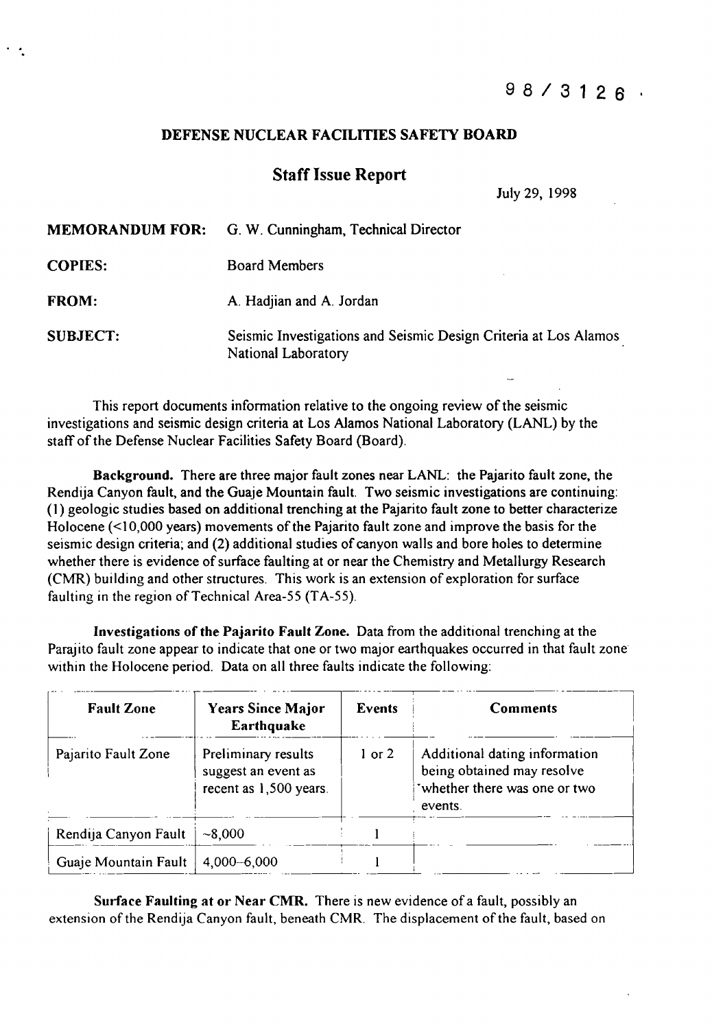98 / 3126

**DEFENSE NUCLEAR FACILITIES SAFETY BOARD**

## Staff Issue Report

July 29, 1998

**MEMORANDUM FOR:** G. W. Cunningham, Technical Director

**COPIES:** Board Members

**FROM:** A. Hadjian and A. Jordan

**SUBJECT:** Seismic Investigations and Seismic Design Criteria at Los Alamos National Laboratory

This report documents information relative to the ongoing review of the seismic investigations and seismic design criteria at Los Alamos National Laboratory (LANL) by the staff of the Defense Nuclear Facilities Safety Board (Board).

**Background.** There are three major fault zones near LANL: the Pajarito fault zone, the Rendija Canyon fault, and the Guaje Mountain fault. Two seismic investigations are continuing: (1) geologic studies based on additional trenching at the Pajarito fault zone to better characterize Holocene (<10,000 years) movements of the Pajarito fault zone and improve the basis for the seismic design criteria; and (2) additional studies of canyon walls and bore holes to determine whether there is evidence of surface faulting at or near the Chemistry and Metallurgy Research (CMR) building and other structures. This work is an extension of exploration for surface faulting in the region of Technical Area-55 (TA-55).

**Investigations of the Pajarito Fault Zone.** Data from the additional trenching at the Parajito fault zone appear to indicate that one or two major earthquakes occurred in that fault zone within the Holocene period. Data on all three faults indicate the following:

| Fault Zone | Years Since Major Earthquake | Events | Comments |
|---|---|---|---|
| Pajarito Fault Zone | Preliminary results suggest an event as recent as 1,500 years. | 1 or 2 | Additional dating information being obtained may resolve whether there was one or two events. |
| Rendija Canyon Fault | ~8,000 | 1 | |
| Guaje Mountain Fault | 4,000–6,000 | 1 | |

**Surface Faulting at or Near CMR.** There is new evidence of a fault, possibly an extension of the Rendija Canyon fault, beneath CMR. The displacement of the fault, based on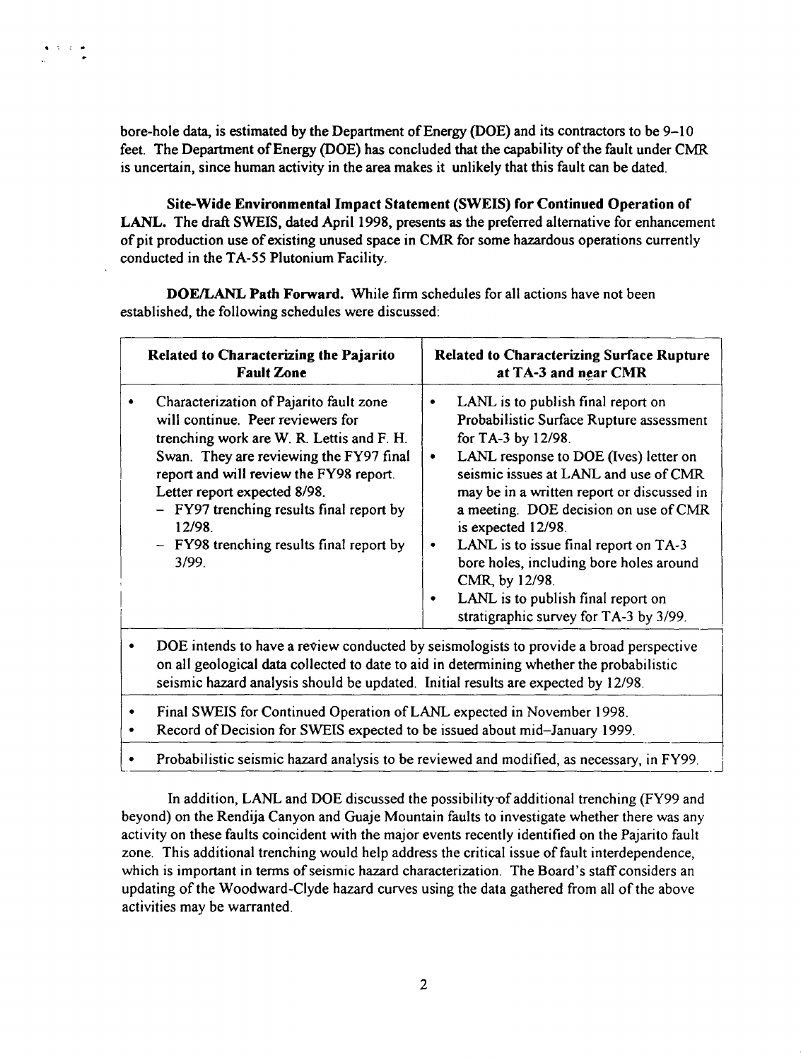bore-hole data, is estimated by the Department of Energy (DOE) and its contractors to be 9–10 feet. The Department of Energy (DOE) has concluded that the capability of the fault under CMR is uncertain, since human activity in the area makes it unlikely that this fault can be dated.

**Site-Wide Environmental Impact Statement (SWEIS) for Continued Operation of LANL.** The draft SWEIS, dated April 1998, presents as the preferred alternative for enhancement of pit production use of existing unused space in CMR for some hazardous operations currently conducted in the TA-55 Plutonium Facility.

**DOE/LANL Path Forward.** While firm schedules for all actions have not been established, the following schedules were discussed:

| Related to Characterizing the Pajarito Fault Zone | Related to Characterizing Surface Rupture at TA-3 and near CMR |
|---|---|
| • Characterization of Pajarito fault zone will continue. Peer reviewers for trenching work are W. R. Lettis and F. H. Swan. They are reviewing the FY97 final report and will review the FY98 report. Letter report expected 8/98.<br>– FY97 trenching results final report by 12/98.<br>– FY98 trenching results final report by 3/99. | • LANL is to publish final report on Probabilistic Surface Rupture assessment for TA-3 by 12/98.<br>• LANL response to DOE (Ives) letter on seismic issues at LANL and use of CMR may be in a written report or discussed in a meeting. DOE decision on use of CMR is expected 12/98.<br>• LANL is to issue final report on TA-3 bore holes, including bore holes around CMR, by 12/98.<br>• LANL is to publish final report on stratigraphic survey for TA-3 by 3/99. |
| • DOE intends to have a review conducted by seismologists to provide a broad perspective on all geological data collected to date to aid in determining whether the probabilistic seismic hazard analysis should be updated. Initial results are expected by 12/98. | |
| • Final SWEIS for Continued Operation of LANL expected in November 1998.<br>• Record of Decision for SWEIS expected to be issued about mid–January 1999. | |
| • Probabilistic seismic hazard analysis to be reviewed and modified, as necessary, in FY99. | |

In addition, LANL and DOE discussed the possibility of additional trenching (FY99 and beyond) on the Rendija Canyon and Guaje Mountain faults to investigate whether there was any activity on these faults coincident with the major events recently identified on the Pajarito fault zone. This additional trenching would help address the critical issue of fault interdependence, which is important in terms of seismic hazard characterization. The Board's staff considers an updating of the Woodward-Clyde hazard curves using the data gathered from all of the above activities may be warranted.